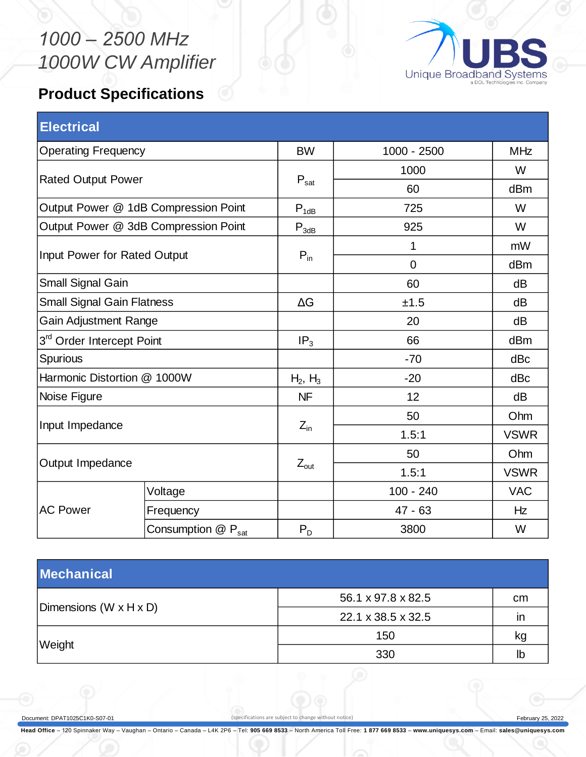# 1000 – 2500 MHz 1000W CW Amplifier

UBS Unique Broadband Systems
a DOL Technologies Inc. Company

## Product Specifications

| Electrical | | | | |
|---|---|---|---|---|
| Operating Frequency | | BW | 1000 - 2500 | MHz |
| Rated Output Power | | $P_{sat}$ | 1000 | W |
| | | | 60 | dBm |
| Output Power @ 1dB Compression Point | | $P_{1dB}$ | 725 | W |
| Output Power @ 3dB Compression Point | | $P_{3dB}$ | 925 | W |
| Input Power for Rated Output | | $P_{in}$ | 1 | mW |
| | | | 0 | dBm |
| Small Signal Gain | | | 60 | dB |
| Small Signal Gain Flatness | | ΔG | ±1.5 | dB |
| Gain Adjustment Range | | | 20 | dB |
| 3rd Order Intercept Point | | $IP_3$ | 66 | dBm |
| Spurious | | | -70 | dBc |
| Harmonic Distortion @ 1000W | | $H_2$, $H_3$ | -20 | dBc |
| Noise Figure | | NF | 12 | dB |
| Input Impedance | | $Z_{in}$ | 50 | Ohm |
| | | | 1.5:1 | VSWR |
| Output Impedance | | $Z_{out}$ | 50 | Ohm |
| | | | 1.5:1 | VSWR |
| AC Power | Voltage | | 100 - 240 | VAC |
| | Frequency | | 47 - 63 | Hz |
| | Consumption @ $P_{sat}$ | $P_D$ | 3800 | W |

| Mechanical | | |
|---|---|---|
| Dimensions (W x H x D) | 56.1 x 97.8 x 82.5 | cm |
| | 22.1 x 38.5 x 32.5 | in |
| Weight | 150 | kg |
| | 330 | lb |

Document: DPAT1025C1K0-S07-01 (specifications are subject to change without notice) February 25, 2022

**Head Office** – 120 Spinnaker Way – Vaughan – Ontario – Canada – L4K 2P6 – Tel: **905 669 8533** – North America Toll Free: **1 877 669 8533** – **www.uniquesys.com** – Email: **sales@uniquesys.com**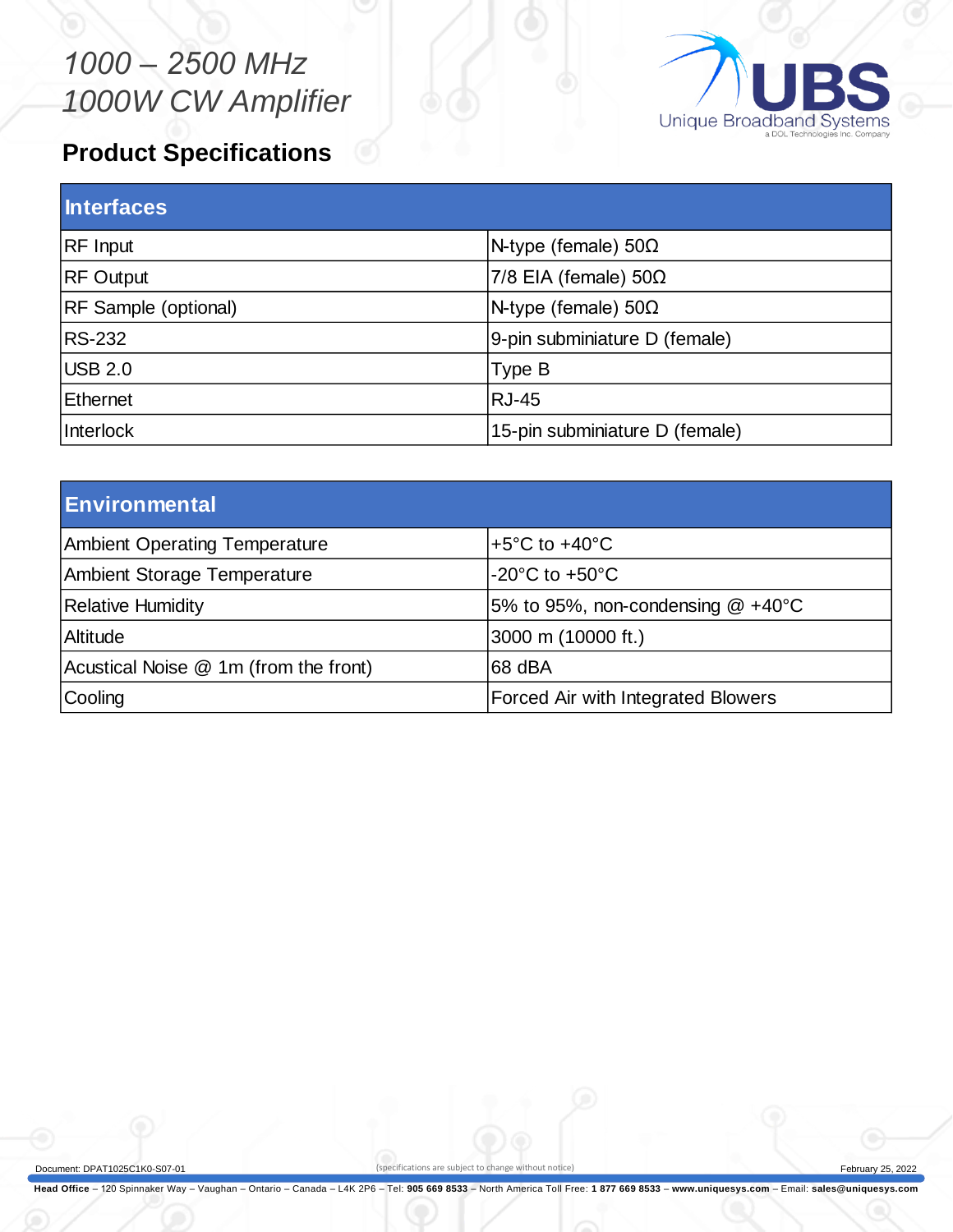*1000 – 2500 MHz*
*1000W CW Amplifier*

## Product Specifications

| Interfaces | |
|---|---|
| RF Input | N-type (female) 50Ω |
| RF Output | 7/8 EIA (female) 50Ω |
| RF Sample (optional) | N-type (female) 50Ω |
| RS-232 | 9-pin subminiature D (female) |
| USB 2.0 | Type B |
| Ethernet | RJ-45 |
| Interlock | 15-pin subminiature D (female) |

| Environmental | |
|---|---|
| Ambient Operating Temperature | +5°C to +40°C |
| Ambient Storage Temperature | -20°C to +50°C |
| Relative Humidity | 5% to 95%, non-condensing @ +40°C |
| Altitude | 3000 m (10000 ft.) |
| Acustical Noise @ 1m (from the front) | 68 dBA |
| Cooling | Forced Air with Integrated Blowers |